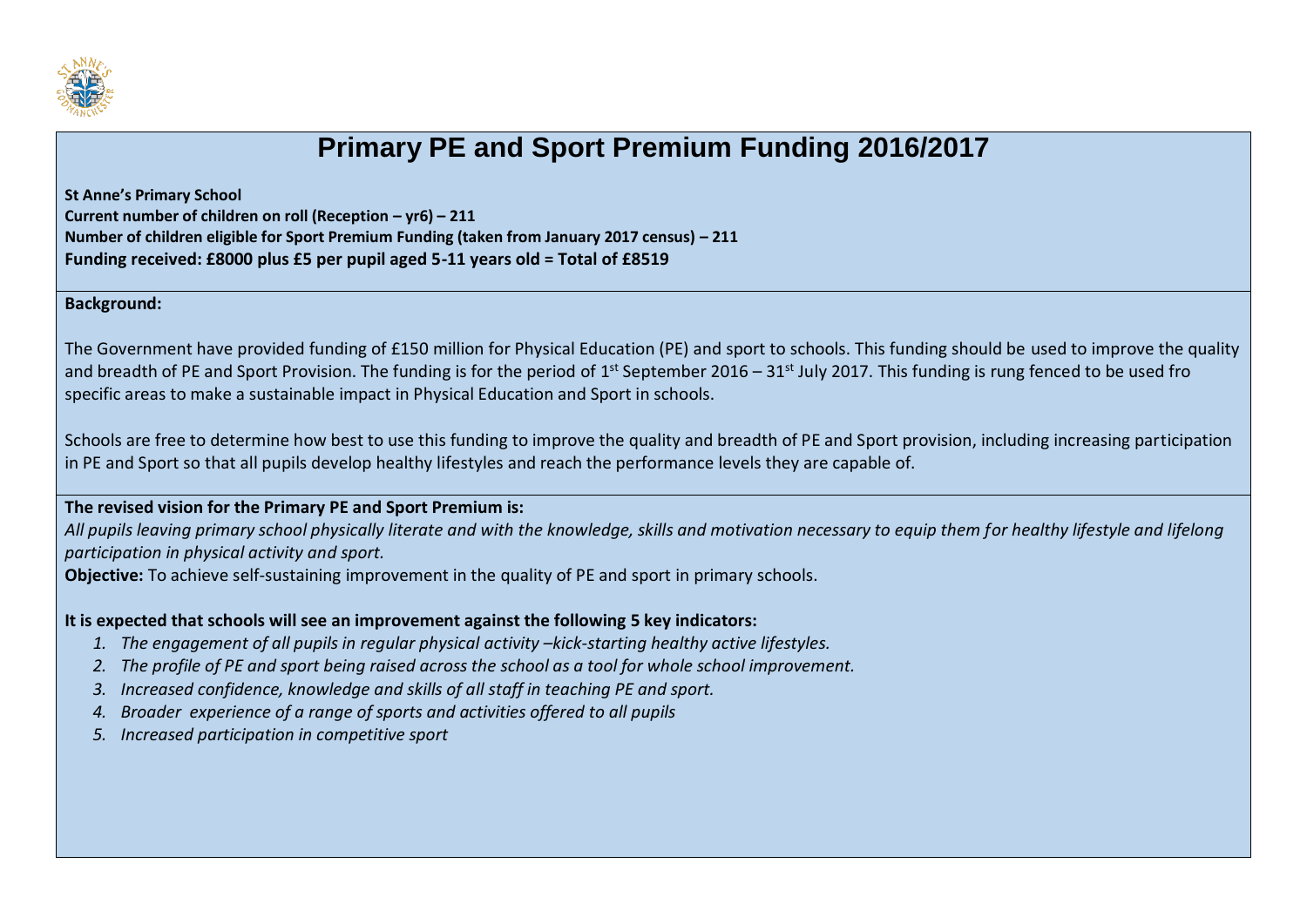# Primary PE and Sport Premium Funding 2016/2017

**St Anne's Primary School**
**Current number of children on roll (Reception – yr6) – 211**
**Number of children eligible for Sport Premium Funding (taken from January 2017 census) – 211**
**Funding received: £8000 plus £5 per pupil aged 5-11 years old = Total of £8519**

**Background:**

The Government have provided funding of £150 million for Physical Education (PE) and sport to schools. This funding should be used to improve the quality and breadth of PE and Sport Provision. The funding is for the period of 1st September 2016 – 31st July 2017. This funding is rung fenced to be used fro specific areas to make a sustainable impact in Physical Education and Sport in schools.

Schools are free to determine how best to use this funding to improve the quality and breadth of PE and Sport provision, including increasing participation in PE and Sport so that all pupils develop healthy lifestyles and reach the performance levels they are capable of.

**The revised vision for the Primary PE and Sport Premium is:**
*All pupils leaving primary school physically literate and with the knowledge, skills and motivation necessary to equip them for healthy lifestyle and lifelong participation in physical activity and sport.*
**Objective:** To achieve self-sustaining improvement in the quality of PE and sport in primary schools.

**It is expected that schools will see an improvement against the following 5 key indicators:**

1. *The engagement of all pupils in regular physical activity –kick-starting healthy active lifestyles.*
2. *The profile of PE and sport being raised across the school as a tool for whole school improvement.*
3. *Increased confidence, knowledge and skills of all staff in teaching PE and sport.*
4. *Broader experience of a range of sports and activities offered to all pupils*
5. *Increased participation in competitive sport*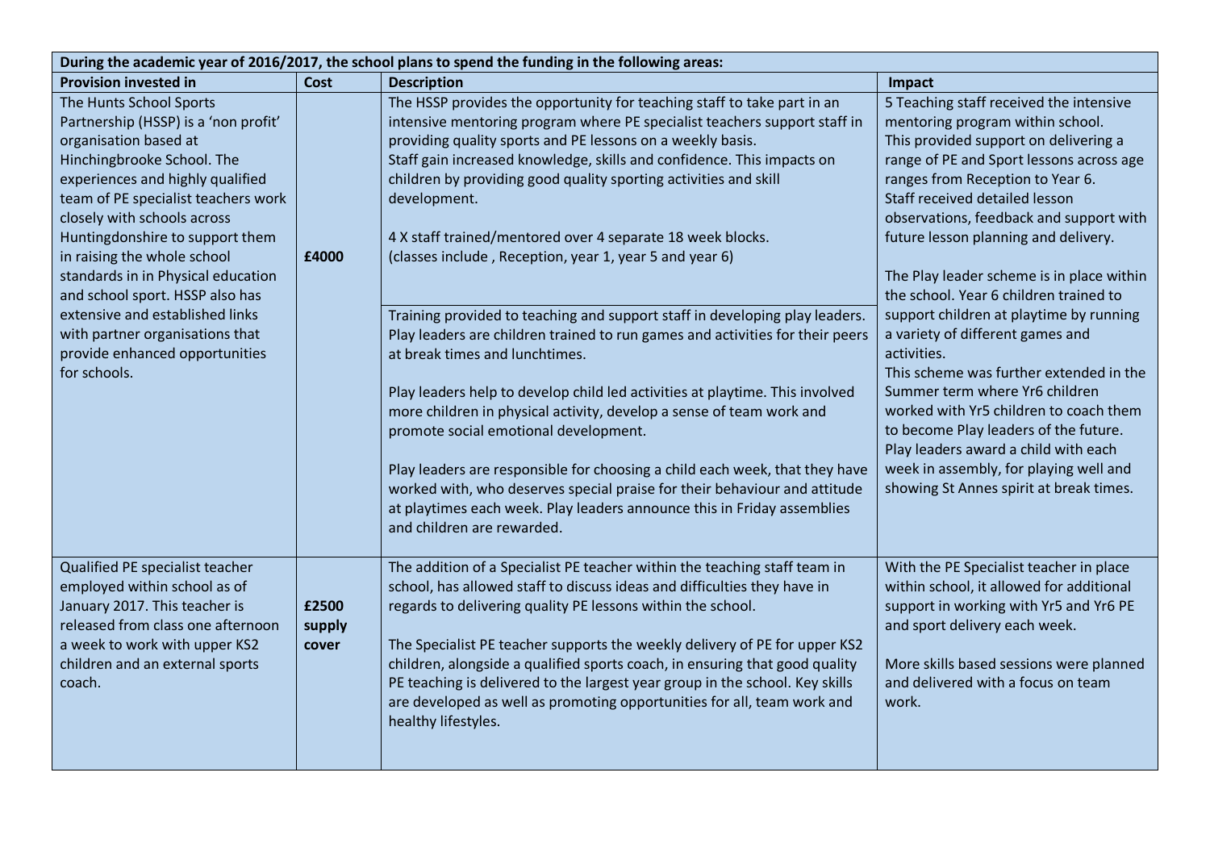| During the academic year of 2016/2017, the school plans to spend the funding in the following areas: | | | |
|---|---|---|---|
| **Provision invested in** | **Cost** | **Description** | **Impact** |
| The Hunts School Sports Partnership (HSSP) is a 'non profit' organisation based at Hinchingbrooke School. The experiences and highly qualified team of PE specialist teachers work closely with schools across Huntingdonshire to support them in raising the whole school standards in in Physical education and school sport. HSSP also has extensive and established links with partner organisations that provide enhanced opportunities for schools. | **£4000** | The HSSP provides the opportunity for teaching staff to take part in an intensive mentoring program where PE specialist teachers support staff in providing quality sports and PE lessons on a weekly basis.<br>Staff gain increased knowledge, skills and confidence. This impacts on children by providing good quality sporting activities and skill development.<br><br>4 X staff trained/mentored over 4 separate 18 week blocks.<br>(classes include , Reception, year 1, year 5 and year 6)<br><br>Training provided to teaching and support staff in developing play leaders. Play leaders are children trained to run games and activities for their peers at break times and lunchtimes.<br><br>Play leaders help to develop child led activities at playtime. This involved more children in physical activity, develop a sense of team work and promote social emotional development.<br><br>Play leaders are responsible for choosing a child each week, that they have worked with, who deserves special praise for their behaviour and attitude at playtimes each week. Play leaders announce this in Friday assemblies and children are rewarded. | 5 Teaching staff received the intensive mentoring program within school.<br>This provided support on delivering a range of PE and Sport lessons across age ranges from Reception to Year 6.<br>Staff received detailed lesson observations, feedback and support with future lesson planning and delivery.<br><br>The Play leader scheme is in place within the school. Year 6 children trained to support children at playtime by running a variety of different games and activities.<br>This scheme was further extended in the Summer term where Yr6 children worked with Yr5 children to coach them to become Play leaders of the future.<br>Play leaders award a child with each week in assembly, for playing well and showing St Annes spirit at break times. |
| Qualified PE specialist teacher employed within school as of January 2017. This teacher is released from class one afternoon a week to work with upper KS2 children and an external sports coach. | **£2500 supply cover** | The addition of a Specialist PE teacher within the teaching staff team in school, has allowed staff to discuss ideas and difficulties they have in regards to delivering quality PE lessons within the school.<br><br>The Specialist PE teacher supports the weekly delivery of PE for upper KS2 children, alongside a qualified sports coach, in ensuring that good quality PE teaching is delivered to the largest year group in the school. Key skills are developed as well as promoting opportunities for all, team work and healthy lifestyles. | With the PE Specialist teacher in place within school, it allowed for additional support in working with Yr5 and Yr6 PE and sport delivery each week.<br><br>More skills based sessions were planned and delivered with a focus on team work. |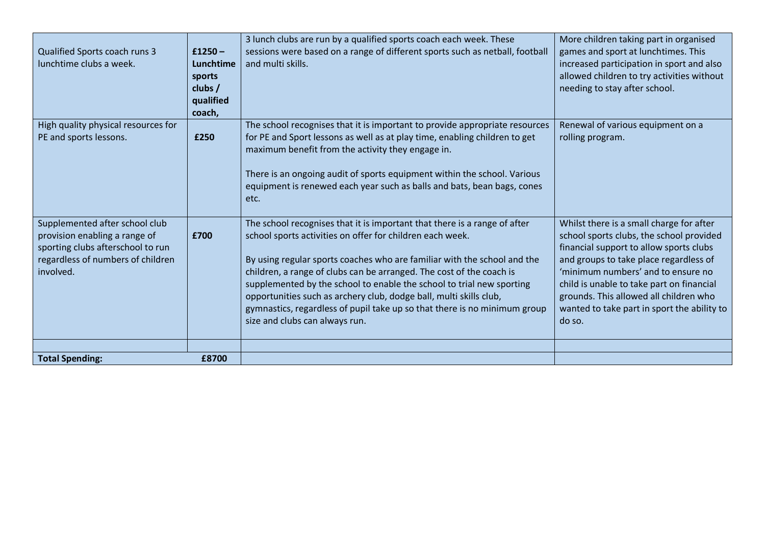| | | | |
|---|---|---|---|
| Qualified Sports coach runs 3 lunchtime clubs a week. | **£1250 – Lunchtime sports clubs / qualified coach,** | 3 lunch clubs are run by a qualified sports coach each week. These sessions were based on a range of different sports such as netball, football and multi skills. | More children taking part in organised games and sport at lunchtimes. This increased participation in sport and also allowed children to try activities without needing to stay after school. |
| High quality physical resources for PE and sports lessons. | **£250** | The school recognises that it is important to provide appropriate resources for PE and Sport lessons as well as at play time, enabling children to get maximum benefit from the activity they engage in.<br><br>There is an ongoing audit of sports equipment within the school. Various equipment is renewed each year such as balls and bats, bean bags, cones etc. | Renewal of various equipment on a rolling program. |
| Supplemented after school club provision enabling a range of sporting clubs afterschool to run regardless of numbers of children involved. | **£700** | The school recognises that it is important that there is a range of after school sports activities on offer for children each week.<br><br>By using regular sports coaches who are familiar with the school and the children, a range of clubs can be arranged. The cost of the coach is supplemented by the school to enable the school to trial new sporting opportunities such as archery club, dodge ball, multi skills club, gymnastics, regardless of pupil take up so that there is no minimum group size and clubs can always run. | Whilst there is a small charge for after school sports clubs, the school provided financial support to allow sports clubs and groups to take place regardless of 'minimum numbers' and to ensure no child is unable to take part on financial grounds. This allowed all children who wanted to take part in sport the ability to do so. |
| | | | |
| **Total Spending:** | **£8700** | | |